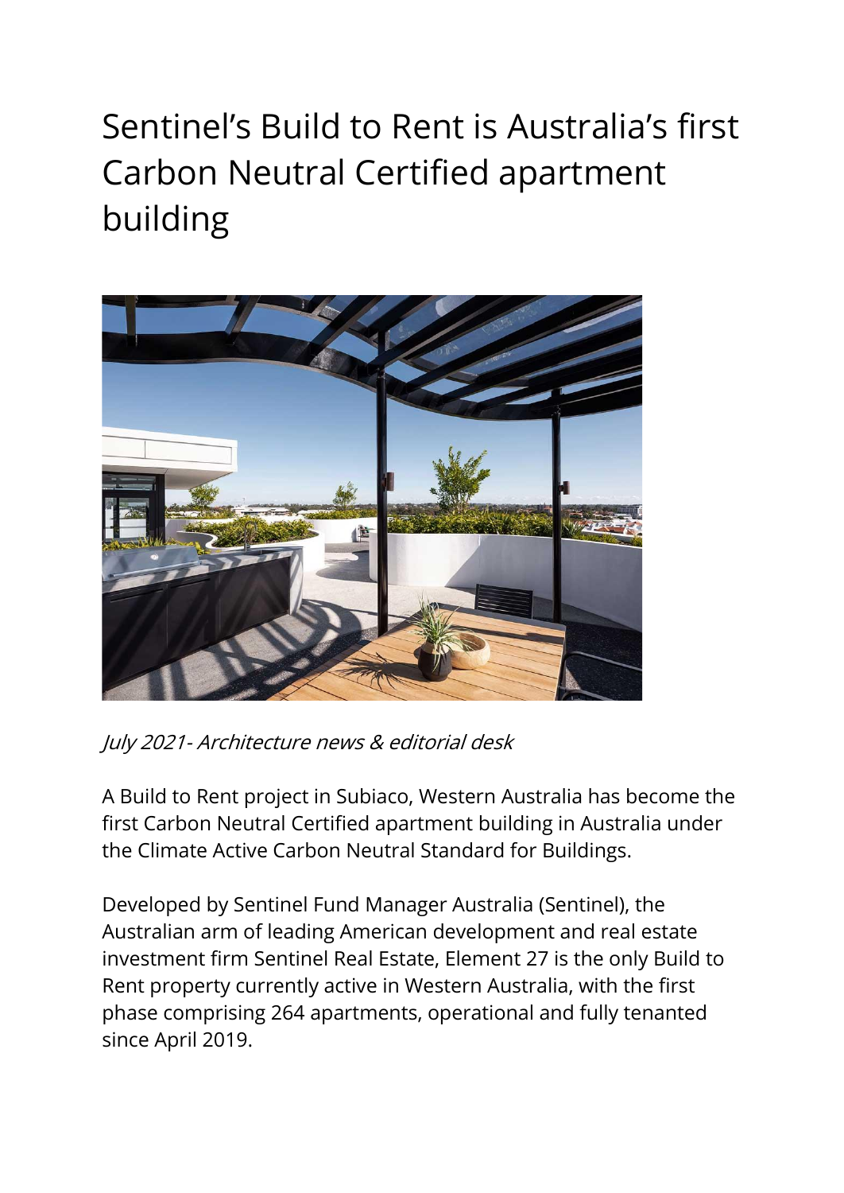# Sentinel's Build to Rent is Australia's first Carbon Neutral Certified apartment building

*July 2021- Architecture news & editorial desk*

A Build to Rent project in Subiaco, Western Australia has become the first Carbon Neutral Certified apartment building in Australia under the Climate Active Carbon Neutral Standard for Buildings.

Developed by Sentinel Fund Manager Australia (Sentinel), the Australian arm of leading American development and real estate investment firm Sentinel Real Estate, Element 27 is the only Build to Rent property currently active in Western Australia, with the first phase comprising 264 apartments, operational and fully tenanted since April 2019.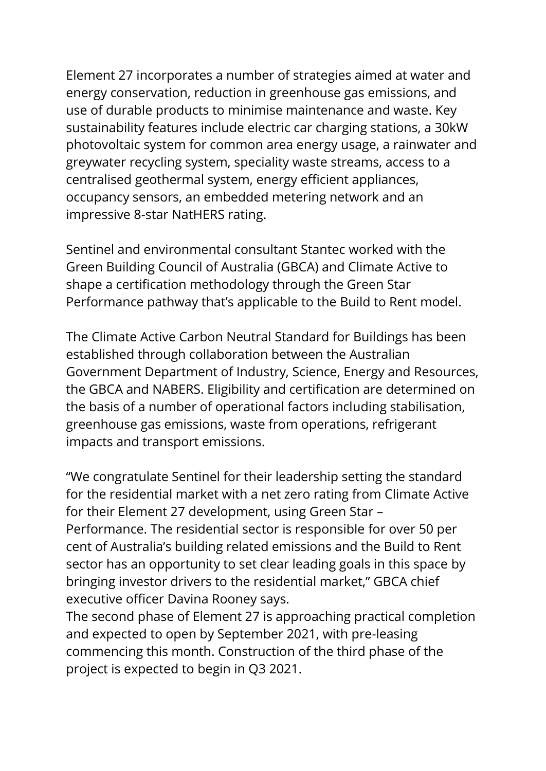Element 27 incorporates a number of strategies aimed at water and energy conservation, reduction in greenhouse gas emissions, and use of durable products to minimise maintenance and waste. Key sustainability features include electric car charging stations, a 30kW photovoltaic system for common area energy usage, a rainwater and greywater recycling system, speciality waste streams, access to a centralised geothermal system, energy efficient appliances, occupancy sensors, an embedded metering network and an impressive 8-star NatHERS rating.

Sentinel and environmental consultant Stantec worked with the Green Building Council of Australia (GBCA) and Climate Active to shape a certification methodology through the Green Star Performance pathway that's applicable to the Build to Rent model.

The Climate Active Carbon Neutral Standard for Buildings has been established through collaboration between the Australian Government Department of Industry, Science, Energy and Resources, the GBCA and NABERS. Eligibility and certification are determined on the basis of a number of operational factors including stabilisation, greenhouse gas emissions, waste from operations, refrigerant impacts and transport emissions.

"We congratulate Sentinel for their leadership setting the standard for the residential market with a net zero rating from Climate Active for their Element 27 development, using Green Star – Performance. The residential sector is responsible for over 50 per cent of Australia's building related emissions and the Build to Rent sector has an opportunity to set clear leading goals in this space by bringing investor drivers to the residential market," GBCA chief executive officer Davina Rooney says.

The second phase of Element 27 is approaching practical completion and expected to open by September 2021, with pre-leasing commencing this month. Construction of the third phase of the project is expected to begin in Q3 2021.